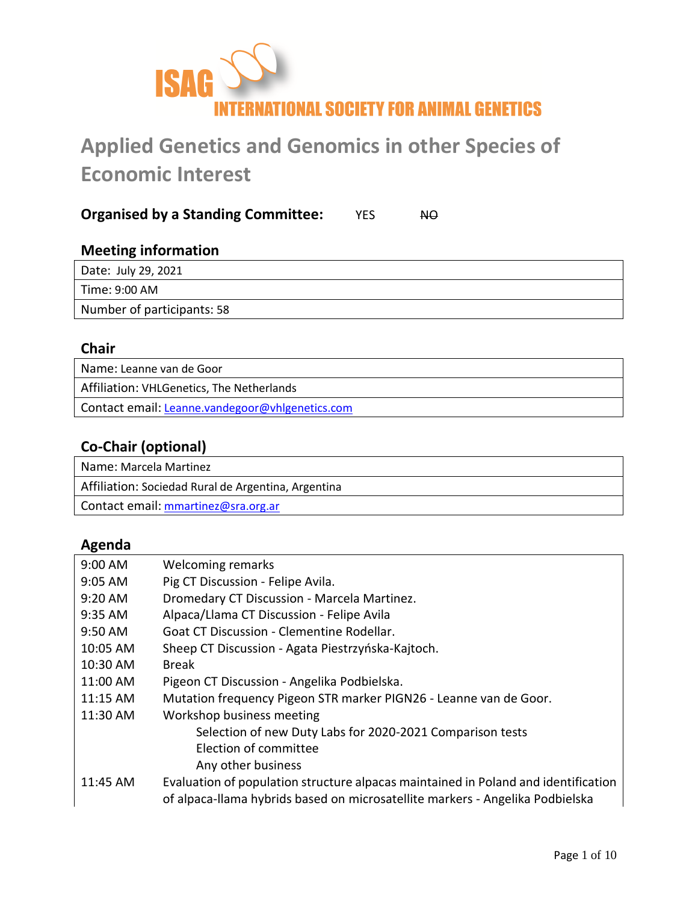ISAG
INTERNATIONAL SOCIETY FOR ANIMAL GENETICS

# Applied Genetics and Genomics in other Species of Economic Interest

**Organised by a Standing Committee:** YES ~~NO~~

## Meeting information

| Date: July 29, 2021 |
|---|
| Time: 9:00 AM |
| Number of participants: 58 |

## Chair

| Name: Leanne van de Goor |
|---|
| Affiliation: VHLGenetics, The Netherlands |
| Contact email: Leanne.vandegoor@vhlgenetics.com |

## Co-Chair (optional)

| Name: Marcela Martinez |
|---|
| Affiliation: Sociedad Rural de Argentina, Argentina |
| Contact email: mmartinez@sra.org.ar |

## Agenda

| | |
|---|---|
| 9:00 AM | Welcoming remarks |
| 9:05 AM | Pig CT Discussion - Felipe Avila. |
| 9:20 AM | Dromedary CT Discussion - Marcela Martinez. |
| 9:35 AM | Alpaca/Llama CT Discussion - Felipe Avila |
| 9:50 AM | Goat CT Discussion - Clementine Rodellar. |
| 10:05 AM | Sheep CT Discussion - Agata Piestrzyńska-Kajtoch. |
| 10:30 AM | Break |
| 11:00 AM | Pigeon CT Discussion - Angelika Podbielska. |
| 11:15 AM | Mutation frequency Pigeon STR marker PIGN26 - Leanne van de Goor. |
| 11:30 AM | Workshop business meeting<br>Selection of new Duty Labs for 2020-2021 Comparison tests<br>Election of committee<br>Any other business |
| 11:45 AM | Evaluation of population structure alpacas maintained in Poland and identification of alpaca-llama hybrids based on microsatellite markers - Angelika Podbielska |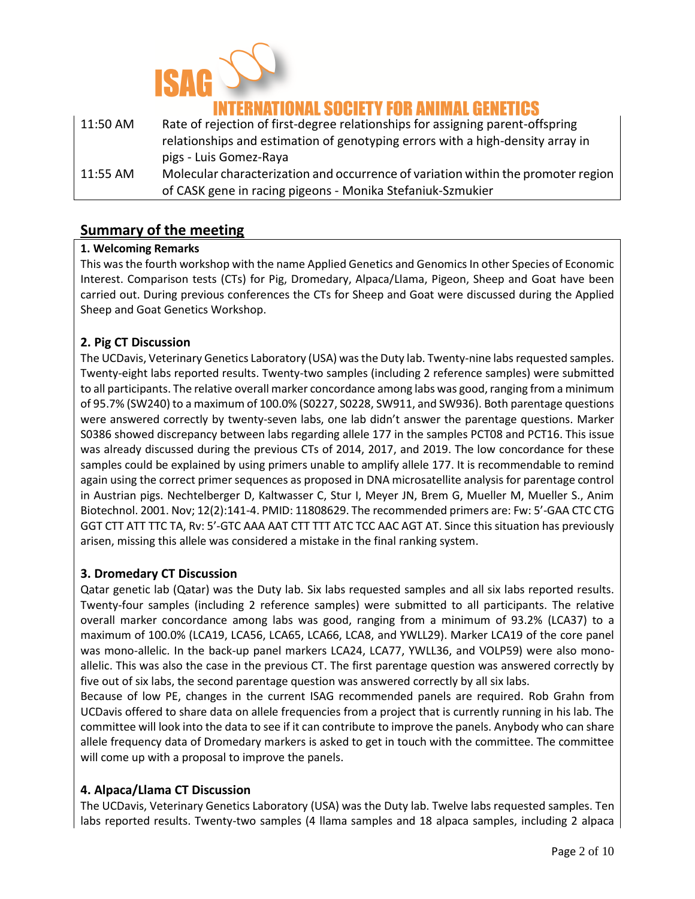| | |
|---|---|
| 11:50 AM | Rate of rejection of first-degree relationships for assigning parent-offspring relationships and estimation of genotyping errors with a high-density array in pigs - Luis Gomez-Raya |
| 11:55 AM | Molecular characterization and occurrence of variation within the promoter region of CASK gene in racing pigeons - Monika Stefaniuk-Szmukier |

## Summary of the meeting

### 1. Welcoming Remarks

This was the fourth workshop with the name Applied Genetics and Genomics In other Species of Economic Interest. Comparison tests (CTs) for Pig, Dromedary, Alpaca/Llama, Pigeon, Sheep and Goat have been carried out. During previous conferences the CTs for Sheep and Goat were discussed during the Applied Sheep and Goat Genetics Workshop.

### 2. Pig CT Discussion

The UCDavis, Veterinary Genetics Laboratory (USA) was the Duty lab. Twenty-nine labs requested samples. Twenty-eight labs reported results. Twenty-two samples (including 2 reference samples) were submitted to all participants. The relative overall marker concordance among labs was good, ranging from a minimum of 95.7% (SW240) to a maximum of 100.0% (S0227, S0228, SW911, and SW936). Both parentage questions were answered correctly by twenty-seven labs, one lab didn't answer the parentage questions. Marker S0386 showed discrepancy between labs regarding allele 177 in the samples PCT08 and PCT16. This issue was already discussed during the previous CTs of 2014, 2017, and 2019. The low concordance for these samples could be explained by using primers unable to amplify allele 177. It is recommendable to remind again using the correct primer sequences as proposed in DNA microsatellite analysis for parentage control in Austrian pigs. Nechtelberger D, Kaltwasser C, Stur I, Meyer JN, Brem G, Mueller M, Mueller S., Anim Biotechnol. 2001. Nov; 12(2):141-4. PMID: 11808629. The recommended primers are: Fw: 5'-GAA CTC CTG GGT CTT ATT TTC TA, Rv: 5'-GTC AAA AAT CTT TTT ATC TCC AAC AGT AT. Since this situation has previously arisen, missing this allele was considered a mistake in the final ranking system.

### 3. Dromedary CT Discussion

Qatar genetic lab (Qatar) was the Duty lab. Six labs requested samples and all six labs reported results. Twenty-four samples (including 2 reference samples) were submitted to all participants. The relative overall marker concordance among labs was good, ranging from a minimum of 93.2% (LCA37) to a maximum of 100.0% (LCA19, LCA56, LCA65, LCA66, LCA8, and YWLL29). Marker LCA19 of the core panel was mono-allelic. In the back-up panel markers LCA24, LCA77, YWLL36, and VOLP59) were also mono-allelic. This was also the case in the previous CT. The first parentage question was answered correctly by five out of six labs, the second parentage question was answered correctly by all six labs.

Because of low PE, changes in the current ISAG recommended panels are required. Rob Grahn from UCDavis offered to share data on allele frequencies from a project that is currently running in his lab. The committee will look into the data to see if it can contribute to improve the panels. Anybody who can share allele frequency data of Dromedary markers is asked to get in touch with the committee. The committee will come up with a proposal to improve the panels.

### 4. Alpaca/Llama CT Discussion

The UCDavis, Veterinary Genetics Laboratory (USA) was the Duty lab. Twelve labs requested samples. Ten labs reported results. Twenty-two samples (4 llama samples and 18 alpaca samples, including 2 alpaca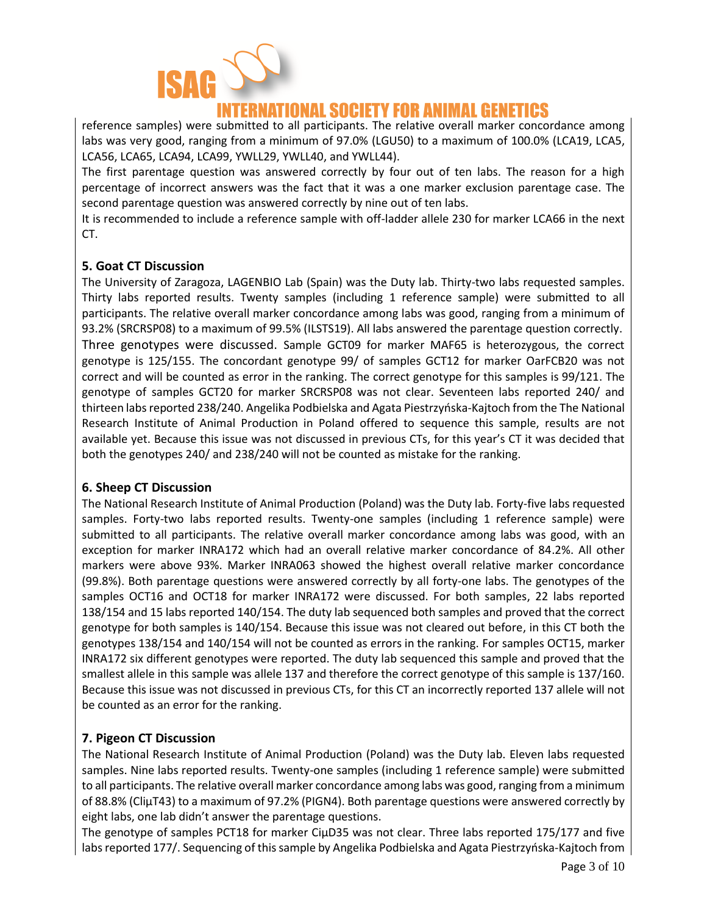reference samples) were submitted to all participants. The relative overall marker concordance among labs was very good, ranging from a minimum of 97.0% (LGU50) to a maximum of 100.0% (LCA19, LCA5, LCA56, LCA65, LCA94, LCA99, YWLL29, YWLL40, and YWLL44).

The first parentage question was answered correctly by four out of ten labs. The reason for a high percentage of incorrect answers was the fact that it was a one marker exclusion parentage case. The second parentage question was answered correctly by nine out of ten labs.

It is recommended to include a reference sample with off-ladder allele 230 for marker LCA66 in the next CT.

### 5. Goat CT Discussion

The University of Zaragoza, LAGENBIO Lab (Spain) was the Duty lab. Thirty-two labs requested samples. Thirty labs reported results. Twenty samples (including 1 reference sample) were submitted to all participants. The relative overall marker concordance among labs was good, ranging from a minimum of 93.2% (SRCRSP08) to a maximum of 99.5% (ILSTS19). All labs answered the parentage question correctly. Three genotypes were discussed. Sample GCT09 for marker MAF65 is heterozygous, the correct genotype is 125/155. The concordant genotype 99/ of samples GCT12 for marker OarFCB20 was not correct and will be counted as error in the ranking. The correct genotype for this samples is 99/121. The genotype of samples GCT20 for marker SRCRSP08 was not clear. Seventeen labs reported 240/ and thirteen labs reported 238/240. Angelika Podbielska and Agata Piestrzyńska-Kajtoch from the The National Research Institute of Animal Production in Poland offered to sequence this sample, results are not available yet. Because this issue was not discussed in previous CTs, for this year's CT it was decided that both the genotypes 240/ and 238/240 will not be counted as mistake for the ranking.

### 6. Sheep CT Discussion

The National Research Institute of Animal Production (Poland) was the Duty lab. Forty-five labs requested samples. Forty-two labs reported results. Twenty-one samples (including 1 reference sample) were submitted to all participants. The relative overall marker concordance among labs was good, with an exception for marker INRA172 which had an overall relative marker concordance of 84.2%. All other markers were above 93%. Marker INRA063 showed the highest overall relative marker concordance (99.8%). Both parentage questions were answered correctly by all forty-one labs. The genotypes of the samples OCT16 and OCT18 for marker INRA172 were discussed. For both samples, 22 labs reported 138/154 and 15 labs reported 140/154. The duty lab sequenced both samples and proved that the correct genotype for both samples is 140/154. Because this issue was not cleared out before, in this CT both the genotypes 138/154 and 140/154 will not be counted as errors in the ranking. For samples OCT15, marker INRA172 six different genotypes were reported. The duty lab sequenced this sample and proved that the smallest allele in this sample was allele 137 and therefore the correct genotype of this sample is 137/160. Because this issue was not discussed in previous CTs, for this CT an incorrectly reported 137 allele will not be counted as an error for the ranking.

### 7. Pigeon CT Discussion

The National Research Institute of Animal Production (Poland) was the Duty lab. Eleven labs requested samples. Nine labs reported results. Twenty-one samples (including 1 reference sample) were submitted to all participants. The relative overall marker concordance among labs was good, ranging from a minimum of 88.8% (CliμT43) to a maximum of 97.2% (PIGN4). Both parentage questions were answered correctly by eight labs, one lab didn't answer the parentage questions.

The genotype of samples PCT18 for marker CiμD35 was not clear. Three labs reported 175/177 and five labs reported 177/. Sequencing of this sample by Angelika Podbielska and Agata Piestrzyńska-Kajtoch from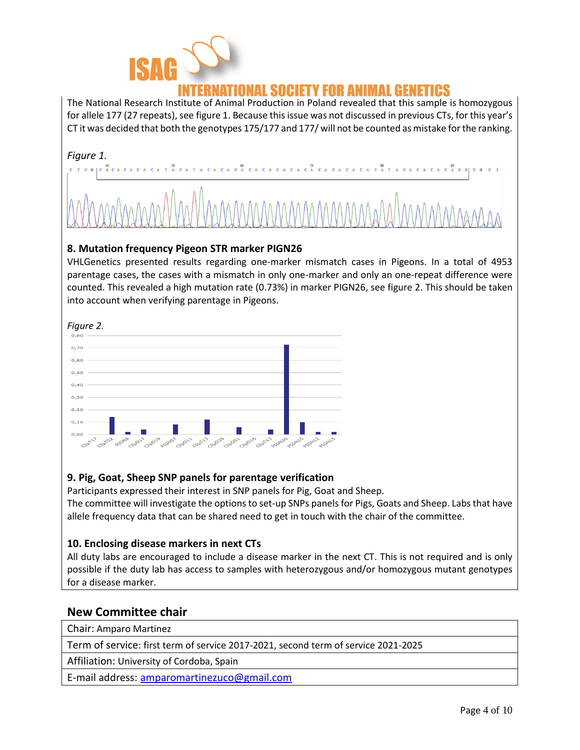The National Research Institute of Animal Production in Poland revealed that this sample is homozygous for allele 177 (27 repeats), see figure 1. Because this issue was not discussed in previous CTs, for this year's CT it was decided that both the genotypes 175/177 and 177/ will not be counted as mistake for the ranking.

*Figure 1.*

### 8. Mutation frequency Pigeon STR marker PIGN26

VHLGenetics presented results regarding one-marker mismatch cases in Pigeons. In a total of 4953 parentage cases, the cases with a mismatch in only one-marker and only an one-repeat difference were counted. This revealed a high mutation rate (0.73%) in marker PIGN26, see figure 2. This should be taken into account when verifying parentage in Pigeons.

*Figure 2.*

### 9. Pig, Goat, Sheep SNP panels for parentage verification

Participants expressed their interest in SNP panels for Pig, Goat and Sheep.
The committee will investigate the options to set-up SNPs panels for Pigs, Goats and Sheep. Labs that have allele frequency data that can be shared need to get in touch with the chair of the committee.

### 10. Enclosing disease markers in next CTs

All duty labs are encouraged to include a disease marker in the next CT. This is not required and is only possible if the duty lab has access to samples with heterozygous and/or homozygous mutant genotypes for a disease marker.

## New Committee chair

| Chair: Amparo Martinez |
|---|
| Term of service: first term of service 2017-2021, second term of service 2021-2025 |
| Affiliation: University of Cordoba, Spain |
| E-mail address: amparomartinezuco@gmail.com |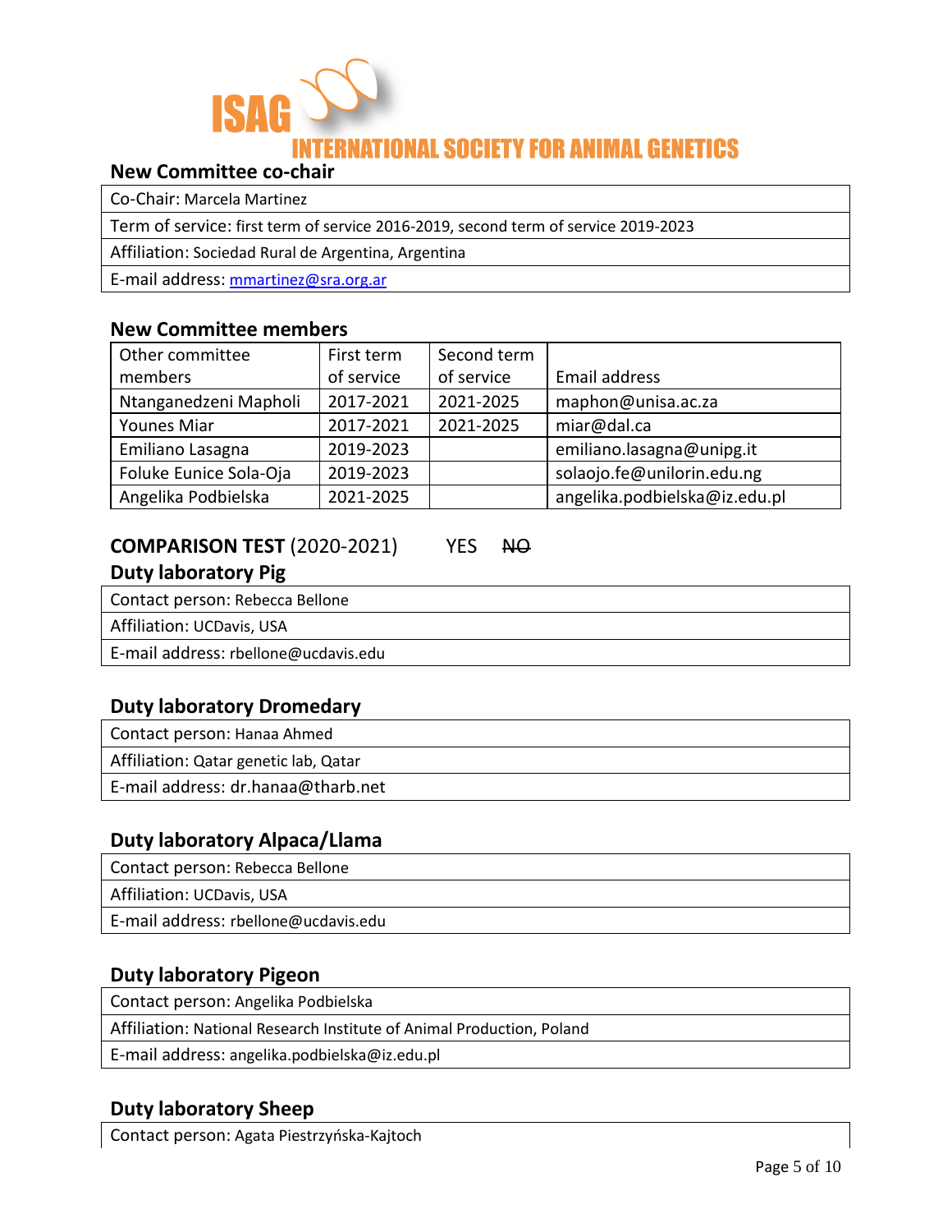## New Committee co-chair

Co-Chair: Marcela Martinez

Term of service: first term of service 2016-2019, second term of service 2019-2023

Affiliation: Sociedad Rural de Argentina, Argentina

E-mail address: mmartinez@sra.org.ar

## New Committee members

| Other committee members | First term of service | Second term of service | Email address |
|---|---|---|---|
| Ntanganedzeni Mapholi | 2017-2021 | 2021-2025 | maphon@unisa.ac.za |
| Younes Miar | 2017-2021 | 2021-2025 | miar@dal.ca |
| Emiliano Lasagna | 2019-2023 | | emiliano.lasagna@unipg.it |
| Foluke Eunice Sola-Oja | 2019-2023 | | solaojo.fe@unilorin.edu.ng |
| Angelika Podbielska | 2021-2025 | | angelika.podbielska@iz.edu.pl |

## COMPARISON TEST (2020-2021) YES ~~NO~~

## Duty laboratory Pig

Contact person: Rebecca Bellone

Affiliation: UCDavis, USA

E-mail address: rbellone@ucdavis.edu

## Duty laboratory Dromedary

Contact person: Hanaa Ahmed

Affiliation: Qatar genetic lab, Qatar

E-mail address: dr.hanaa@tharb.net

## Duty laboratory Alpaca/Llama

Contact person: Rebecca Bellone

Affiliation: UCDavis, USA

E-mail address: rbellone@ucdavis.edu

## Duty laboratory Pigeon

Contact person: Angelika Podbielska

Affiliation: National Research Institute of Animal Production, Poland

E-mail address: angelika.podbielska@iz.edu.pl

## Duty laboratory Sheep

Contact person: Agata Piestrzyńska-Kajtoch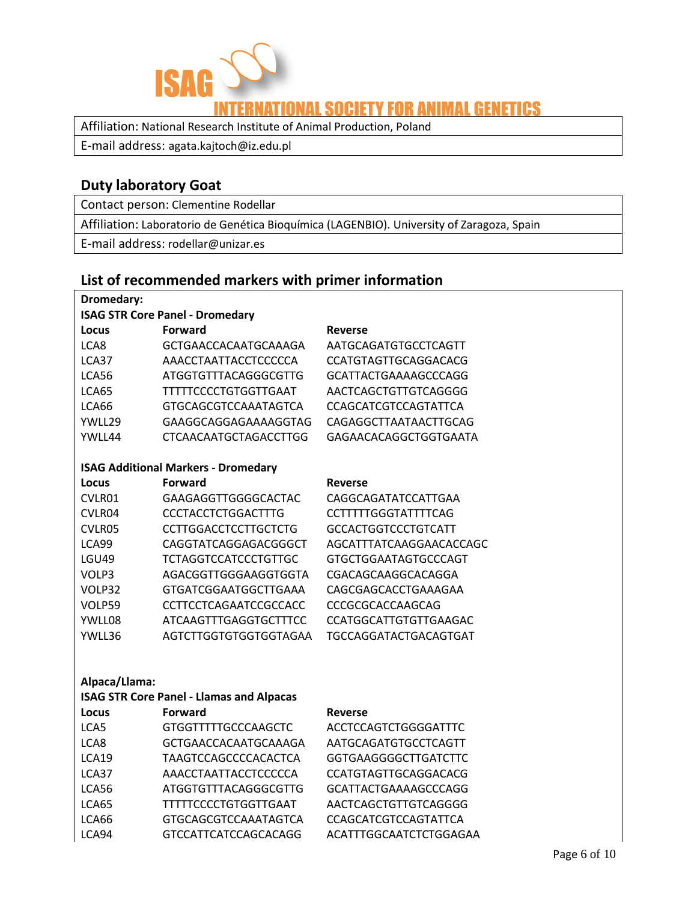Affiliation: National Research Institute of Animal Production, Poland

E-mail address: agata.kajtoch@iz.edu.pl

## Duty laboratory Goat

Contact person: Clementine Rodellar

Affiliation: Laboratorio de Genética Bioquímica (LAGENBIO). University of Zaragoza, Spain

E-mail address: rodellar@unizar.es

## List of recommended markers with primer information

**Dromedary:**

**ISAG STR Core Panel - Dromedary**

| Locus | Forward | Reverse |
|---|---|---|
| LCA8 | GCTGAACCACAATGCAAAGA | AATGCAGATGTGCCTCAGTT |
| LCA37 | AAACCTAATTACCTCCCCCA | CCATGTAGTTGCAGGACACG |
| LCA56 | ATGGTGTTTACAGGGCGTTG | GCATTACTGAAAAGCCCAGG |
| LCA65 | TTTTTCCCCTGTGGTTGAAT | AACTCAGCTGTTGTCAGGGG |
| LCA66 | GTGCAGCGTCCAAATAGTCA | CCAGCATCGTCCAGTATTCA |
| YWLL29 | GAAGGCAGGAGAAAAGGTAG | CAGAGGCTTAATAACTTGCAG |
| YWLL44 | CTCAACAATGCTAGACCTTGG | GAGAACACAGGCTGGTGAATA |

**ISAG Additional Markers - Dromedary**

| Locus | Forward | Reverse |
|---|---|---|
| CVLR01 | GAAGAGGTTGGGGCACTAC | CAGGCAGATATCCATTGAA |
| CVLR04 | CCCTACCTCTGGACTTTG | CCTTTTTGGGTATTTTCAG |
| CVLR05 | CCTTGGACCTCCTTGCTCTG | GCCACTGGTCCCTGTCATT |
| LCA99 | CAGGTATCAGGAGACGGGCT | AGCATTTATCAAGGAACACCAGC |
| LGU49 | TCTAGGTCCATCCCTGTTGC | GTGCTGGAATAGTGCCCAGT |
| VOLP3 | AGACGGTTGGGAAGGTGGTA | CGACAGCAAGGCACAGGA |
| VOLP32 | GTGATCGGAATGGCTTGAAA | CAGCGAGCACCTGAAAGAA |
| VOLP59 | CCTTCCTCAGAATCCGCCACC | CCCGCGCACCAAGCAG |
| YWLL08 | ATCAAGTTTGAGGTGCTTTCC | CCATGGCATTGTGTTGAAGAC |
| YWLL36 | AGTCTTGGTGTGGTGGTAGAA | TGCCAGGATACTGACAGTGAT |

**Alpaca/Llama:**

**ISAG STR Core Panel - Llamas and Alpacas**

| Locus | Forward | Reverse |
|---|---|---|
| LCA5 | GTGGTTTTTGCCCAAGCTC | ACCTCCAGTCTGGGGATTTC |
| LCA8 | GCTGAACCACAATGCAAAGA | AATGCAGATGTGCCTCAGTT |
| LCA19 | TAAGTCCAGCCCCACACTCA | GGTGAAGGGGCTTGATCTTC |
| LCA37 | AAACCTAATTACCTCCCCCA | CCATGTAGTTGCAGGACACG |
| LCA56 | ATGGTGTTTACAGGGCGTTG | GCATTACTGAAAAGCCCAGG |
| LCA65 | TTTTTCCCCTGTGGTTGAAT | AACTCAGCTGTTGTCAGGGG |
| LCA66 | GTGCAGCGTCCAAATAGTCA | CCAGCATCGTCCAGTATTCA |
| LCA94 | GTCCATTCATCCAGCACAGG | ACATTTGGCAATCTCTGGAGAA |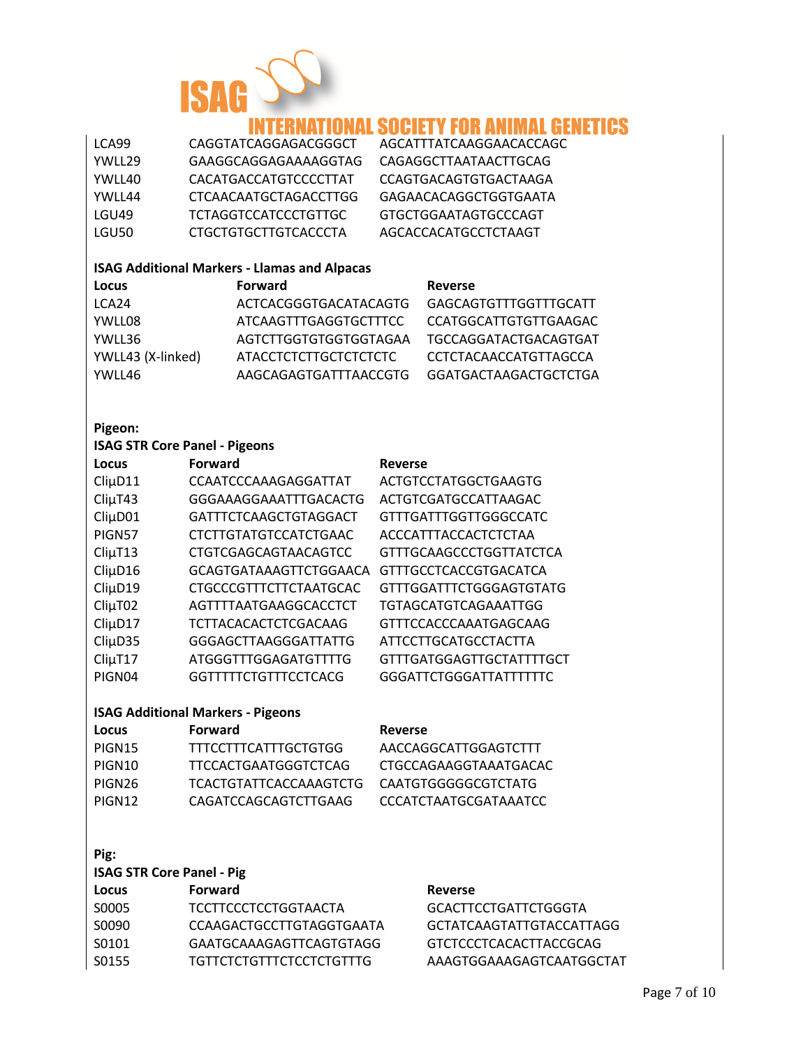| | | |
|---|---|---|
| LCA99 | CAGGTATCAGGAGACGGGCT | AGCATTTATCAAGGAACACCAGC |
| YWLL29 | GAAGGCAGGAGAAAAGGTAG | CAGAGGCTTAATAACTTGCAG |
| YWLL40 | CACATGACCATGTCCCCTTAT | CCAGTGACAGTGTGACTAAGA |
| YWLL44 | CTCAACAATGCTAGACCTTGG | GAGAACACAGGCTGGTGAATA |
| LGU49 | TCTAGGTCCATCCCTGTTGC | GTGCTGGAATAGTGCCCAGT |
| LGU50 | CTGCTGTGCTTGTCACCCTA | AGCACCACATGCCTCTAAGT |

**ISAG Additional Markers - Llamas and Alpacas**

| Locus | Forward | Reverse |
|---|---|---|
| LCA24 | ACTCACGGGTGACATACAGTG | GAGCAGTGTTTGGTTTGCATT |
| YWLL08 | ATCAAGTTTGAGGTGCTTTCC | CCATGGCATTGTGTTGAAGAC |
| YWLL36 | AGTCTTGGTGTGGTGGTAGAA | TGCCAGGATACTGACAGTGAT |
| YWLL43 (X-linked) | ATACCTCTCTTGCTCTCTCTC | CCTCTACAACCATGTTAGCCA |
| YWLL46 | AAGCAGAGTGATTTAACCGTG | GGATGACTAAGACTGCTCTGA |

**Pigeon:**

**ISAG STR Core Panel - Pigeons**

| Locus | Forward | Reverse |
|---|---|---|
| CliμD11 | CCAATCCCAAAGAGGATTAT | ACTGTCCTATGGCTGAAGTG |
| CliμT43 | GGGAAAGGAAATTTGACACTG | ACTGTCGATGCCATTAAGAC |
| CliμD01 | GATTTCTCAAGCTGTAGGACT | GTTTGATTTGGTTGGGCCATC |
| PIGN57 | CTCTTGTATGTCCATCTGAAC | ACCCATTTACCACTCTCTAA |
| CliμT13 | CTGTCGAGCAGTAACAGTCC | GTTTGCAAGCCCTGGTTATCTCA |
| CliμD16 | GCAGTGATAAAGTTCTGGAACA | GTTTGCCTCACCGTGACATCA |
| CliμD19 | CTGCCCGTTTCTTCTAATGCAC | GTTTGGATTTCTGGGAGTGTATG |
| CliμT02 | AGTTTTAATGAAGGCACCTCT | TGTAGCATGTCAGAAATTGG |
| CliμD17 | TCTTACACACTCTCGACAAG | GTTTCCACCCAAATGAGCAAG |
| CliμD35 | GGGAGCTTAAGGGATTATTG | ATTCCTTGCATGCCTACTTA |
| CliμT17 | ATGGGTTTGGAGATGTTTTG | GTTTGATGGAGTTGCTATTTTGCT |
| PIGN04 | GGTTTTTCTGTTTCCTCACG | GGGATTCTGGGATTATTTTTTC |

**ISAG Additional Markers - Pigeons**

| Locus | Forward | Reverse |
|---|---|---|
| PIGN15 | TTTCCTTTCATTTGCTGTGG | AACCAGGCATTGGAGTCTTT |
| PIGN10 | TTCCACTGAATGGGTCTCAG | CTGCCAGAAGGTAAATGACAC |
| PIGN26 | TCACTGTATTCACCAAAGTCTG | CAATGTGGGGGCGTCTATG |
| PIGN12 | CAGATCCAGCAGTCTTGAAG | CCCATCTAATGCGATAAATCC |

**Pig:**

**ISAG STR Core Panel - Pig**

| Locus | Forward | Reverse |
|---|---|---|
| S0005 | TCCTTCCCTCCTGGTAACTA | GCACTTCCTGATTCTGGGTA |
| S0090 | CCAAGACTGCCTTGTAGGTGAATA | GCTATCAAGTATTGTACCATTAGG |
| S0101 | GAATGCAAAGAGTTCAGTGTAGG | GTCTCCCTCACACTTACCGCAG |
| S0155 | TGTTCTCTGTTTCTCCTCTGTTTG | AAAGTGGAAAGAGTCAATGGCTAT |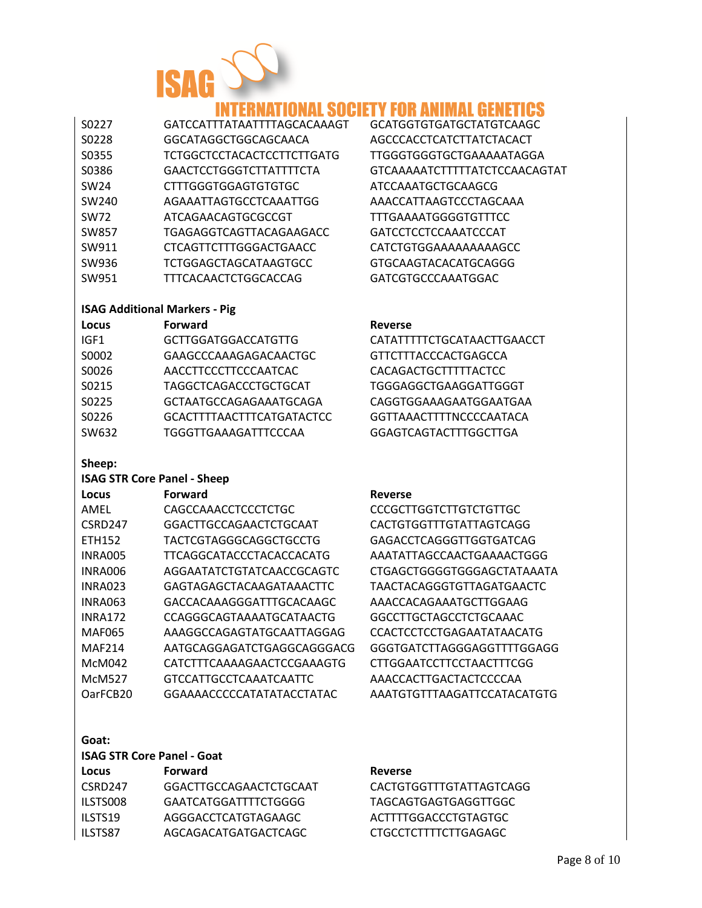| Locus | Forward | Reverse |
|---|---|---|
| S0227 | GATCCATTTATAATTTTAGCACAAAGT | GCATGGTGTGATGCTATGTCAAGC |
| S0228 | GGCATAGGCTGGCAGCAACA | AGCCCACCTCATCTTATCTACACT |
| S0355 | TCTGGCTCCTACACTCCTTCTTGATG | TTGGGTGGGTGCTGAAAAATAGGA |
| S0386 | GAACTCCTGGGTCTTATTTTCTA | GTCAAAAATCTTTTTATCTCCAACAGTAT |
| SW24 | CTTTGGGTGGAGTGTGTGC | ATCCAAATGCTGCAAGCG |
| SW240 | AGAAATTAGTGCCTCAAATTGG | AAACCATTAAGTCCCTAGCAAA |
| SW72 | ATCAGAACAGTGCGCCGT | TTTGAAAATGGGGTGTTTCC |
| SW857 | TGAGAGGTCAGTTACAGAAGACC | GATCCTCCTCCAAATCCCAT |
| SW911 | CTCAGTTCTTTGGGACTGAACC | CATCTGTGGAAAAAAAAAGCC |
| SW936 | TCTGGAGCTAGCATAAGTGCC | GTGCAAGTACACATGCAGGG |
| SW951 | TTTCACAACTCTGGCACCAG | GATCGTGCCCAAATGGAC |

**ISAG Additional Markers - Pig**

| Locus | Forward | Reverse |
|---|---|---|
| IGF1 | GCTTGGATGGACCATGTTG | CATATTTTTCTGCATAACTTGAACCT |
| S0002 | GAAGCCCAAAGAGACAACTGC | GTTCTTTACCCACTGAGCCA |
| S0026 | AACCTTCCCTTCCCAATCAC | CACAGACTGCTTTTTACTCC |
| S0215 | TAGGCTCAGACCCTGCTGCAT | TGGGAGGCTGAAGGATTGGGT |
| S0225 | GCTAATGCCAGAGAAATGCAGA | CAGGTGGAAAGAATGGAATGAA |
| S0226 | GCACTTTTAACTTTCATGATACTCC | GGTTAAACTTTTNCCCCAATACA |
| SW632 | TGGGTTGAAAGATTTCCCAA | GGAGTCAGTACTTTGGCTTGA |

**Sheep:**

**ISAG STR Core Panel - Sheep**

| Locus | Forward | Reverse |
|---|---|---|
| AMEL | CAGCCAAACCTCCCTCTGC | CCCGCTTGGTCTTGTCTGTTGC |
| CSRD247 | GGACTTGCCAGAACTCTGCAAT | CACTGTGGTTTGTATTAGTCAGG |
| ETH152 | TACTCGTAGGGCAGGCTGCCTG | GAGACCTCAGGGTTGGTGATCAG |
| INRA005 | TTCAGGCATACCCTACACCACATG | AAATATTAGCCAACTGAAAACTGGG |
| INRA006 | AGGAATATCTGTATCAACCGCAGTC | CTGAGCTGGGGTGGGAGCTATAAATA |
| INRA023 | GAGTAGAGCTACAAGATAAACTTC | TAACTACAGGGTGTTAGATGAACTC |
| INRA063 | GACCACAAAGGGATTTGCACAAGC | AAACCACAGAAATGCTTGGAAG |
| INRA172 | CCAGGGCAGTAAAATGCATAACTG | GGCCTTGCTAGCCTCTGCAAAC |
| MAF065 | AAAGGCCAGAGTATGCAATTAGGAG | CCACTCCTCCTGAGAATATAACATG |
| MAF214 | AATGCAGGAGATCTGAGGCAGGGACG | GGGTGATCTTAGGGAGGTTTTGGAGG |
| McM042 | CATCTTTCAAAAGAACTCCGAAAGTG | CTTGGAATCCTTCCTAACTTTCGG |
| McM527 | GTCCATTGCCTCAAATCAATTC | AAACCACTTGACTACTCCCCAA |
| OarFCB20 | GGAAAACCCCCATATATACCTATAC | AAATGTGTTTAAGATTCCATACATGTG |

**Goat:**

**ISAG STR Core Panel - Goat**

| Locus | Forward | Reverse |
|---|---|---|
| CSRD247 | GGACTTGCCAGAACTCTGCAAT | CACTGTGGTTTGTATTAGTCAGG |
| ILSTS008 | GAATCATGGATTTTCTGGGG | TAGCAGTGAGTGAGGTTGGC |
| ILSTS19 | AGGGACCTCATGTAGAAGC | ACTTTTGGACCCTGTAGTGC |
| ILSTS87 | AGCAGACATGATGACTCAGC | CTGCCTCTTTTCTTGAGAGC |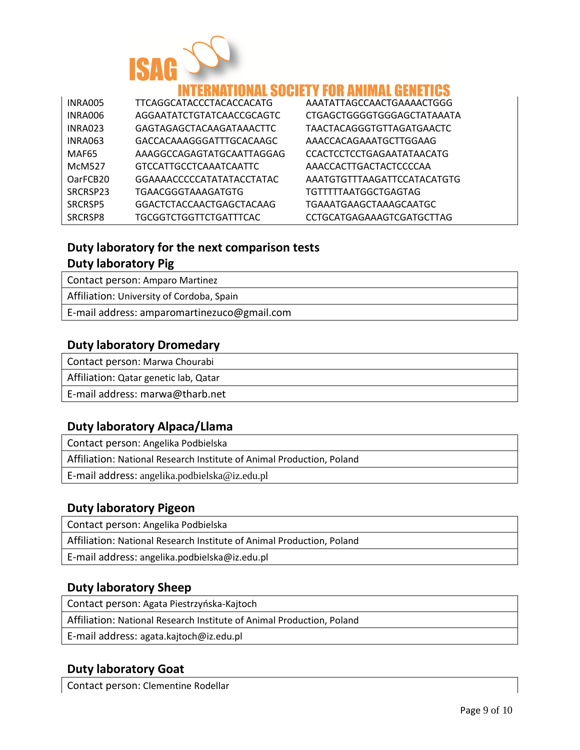| | | |
|---|---|---|
| INRA005 | TTCAGGCATACCCTACACCACATG | AAATATTAGCCAACTGAAAACTGGG |
| INRA006 | AGGAATATCTGTATCAACCGCAGTC | CTGAGCTGGGGTGGGAGCTATAAATA |
| INRA023 | GAGTAGAGCTACAAGATAAACTTC | TAACTACAGGGTGTTAGATGAACTC |
| INRA063 | GACCACAAAGGGATTTGCACAAGC | AAACCACAGAAATGCTTGGAAG |
| MAF65 | AAAGGCCAGAGTATGCAATTAGGAG | CCACTCCTCCTGAGAATATAACATG |
| McM527 | GTCCATTGCCTCAAATCAATTC | AAACCACTTGACTACTCCCCAA |
| OarFCB20 | GGAAAACCCCCATATATACCTATAC | AAATGTGTTTAAGATTCCATACATGTG |
| SRCRSP23 | TGAACGGGTAAAGATGTG | TGTTTTTAATGGCTGAGTAG |
| SRCRSP5 | GGACTCTACCAACTGAGCTACAAG | TGAAATGAAGCTAAAGCAATGC |
| SRCRSP8 | TGCGGTCTGGTTCTGATTTCAC | CCTGCATGAGAAAGTCGATGCTTAG |

## Duty laboratory for the next comparison tests

## Duty laboratory Pig

| |
|---|
| Contact person: Amparo Martinez |
| Affiliation: University of Cordoba, Spain |
| E-mail address: amparomartinezuco@gmail.com |

## Duty laboratory Dromedary

| |
|---|
| Contact person: Marwa Chourabi |
| Affiliation: Qatar genetic lab, Qatar |
| E-mail address: marwa@tharb.net |

## Duty laboratory Alpaca/Llama

| |
|---|
| Contact person: Angelika Podbielska |
| Affiliation: National Research Institute of Animal Production, Poland |
| E-mail address: angelika.podbielska@iz.edu.pl |

## Duty laboratory Pigeon

| |
|---|
| Contact person: Angelika Podbielska |
| Affiliation: National Research Institute of Animal Production, Poland |
| E-mail address: angelika.podbielska@iz.edu.pl |

## Duty laboratory Sheep

| |
|---|
| Contact person: Agata Piestrzyńska-Kajtoch |
| Affiliation: National Research Institute of Animal Production, Poland |
| E-mail address: agata.kajtoch@iz.edu.pl |

## Duty laboratory Goat

| |
|---|
| Contact person: Clementine Rodellar |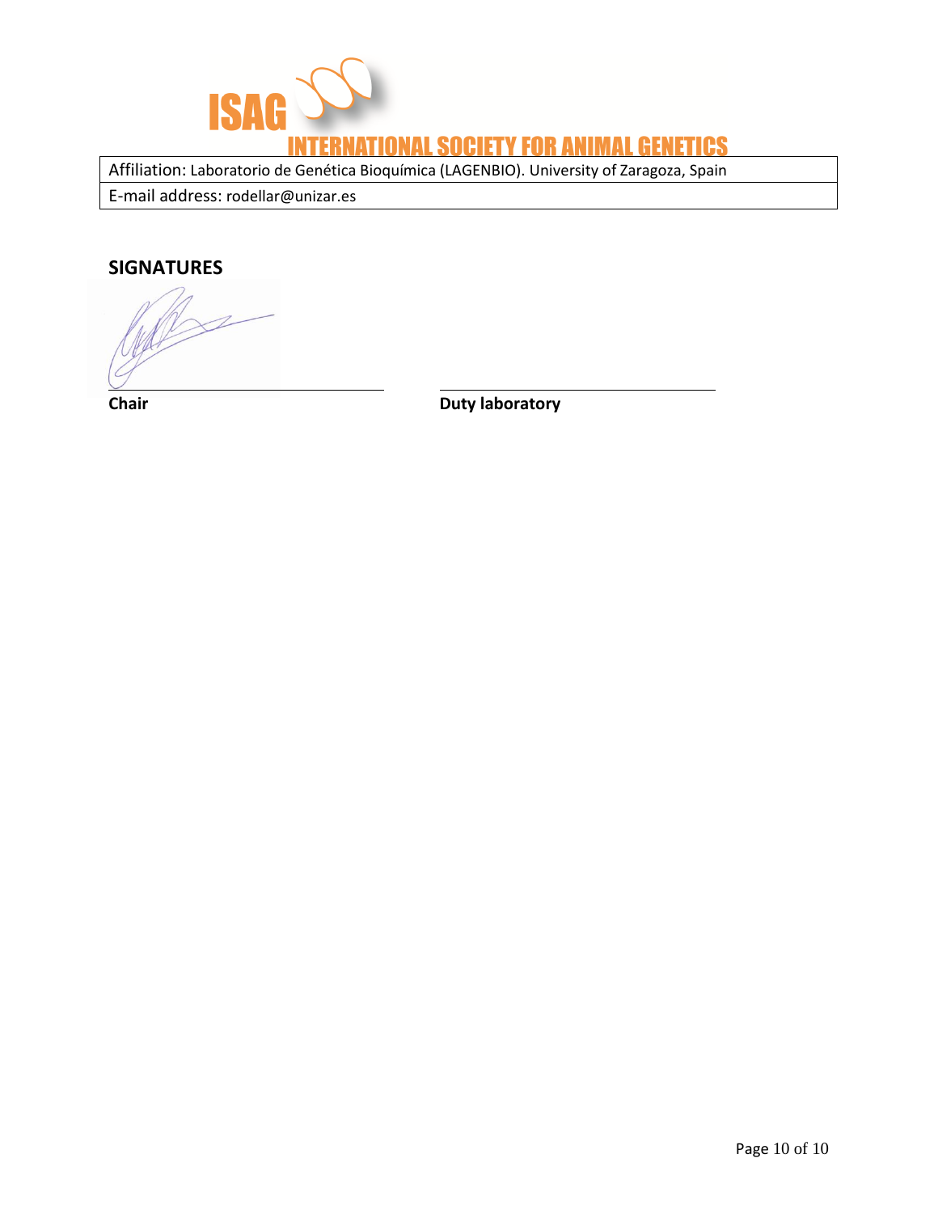| | |
|---|---|
| Affiliation: Laboratorio de Genética Bioquímica (LAGENBIO). University of Zaragoza, Spain | |
| E-mail address: rodellar@unizar.es | |

## SIGNATURES

| | |
|---|---|
| **Chair** | **Duty laboratory** |